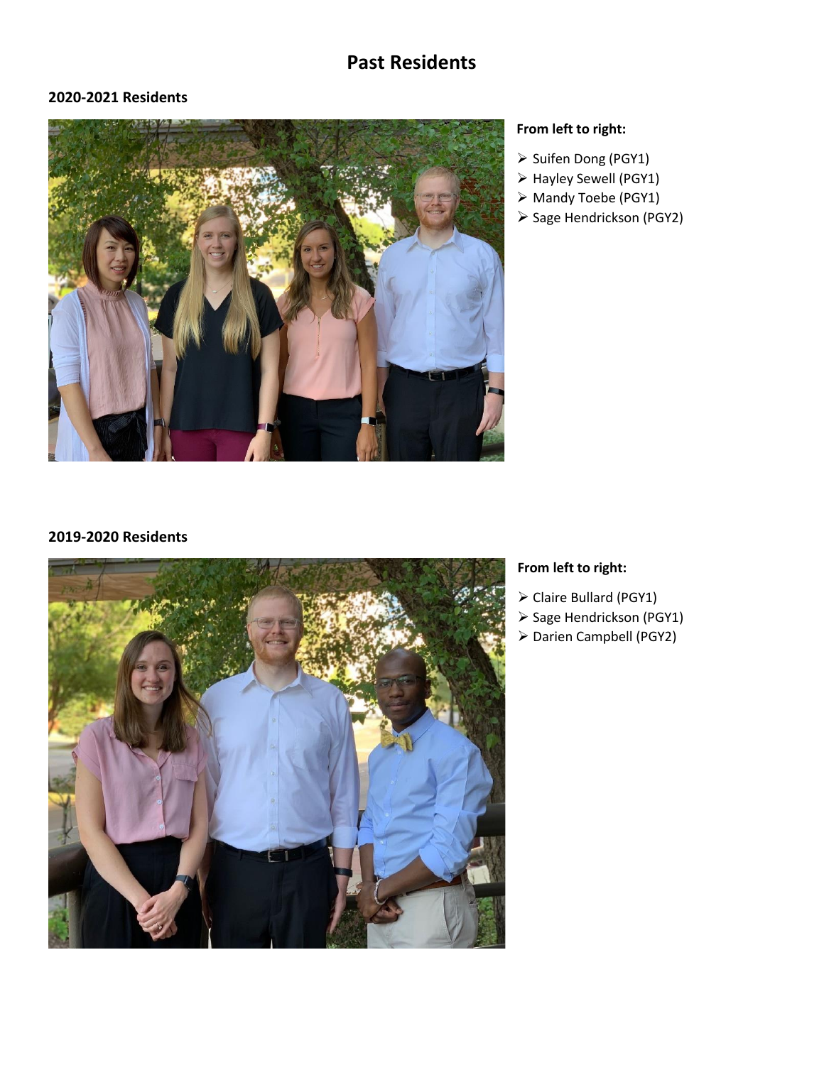# Past Residents

### 2020-2021 Residents

**From left to right:**

- Suifen Dong (PGY1)
- Hayley Sewell (PGY1)
- Mandy Toebe (PGY1)
- Sage Hendrickson (PGY2)

### 2019-2020 Residents

**From left to right:**

- Claire Bullard (PGY1)
- Sage Hendrickson (PGY1)
- Darien Campbell (PGY2)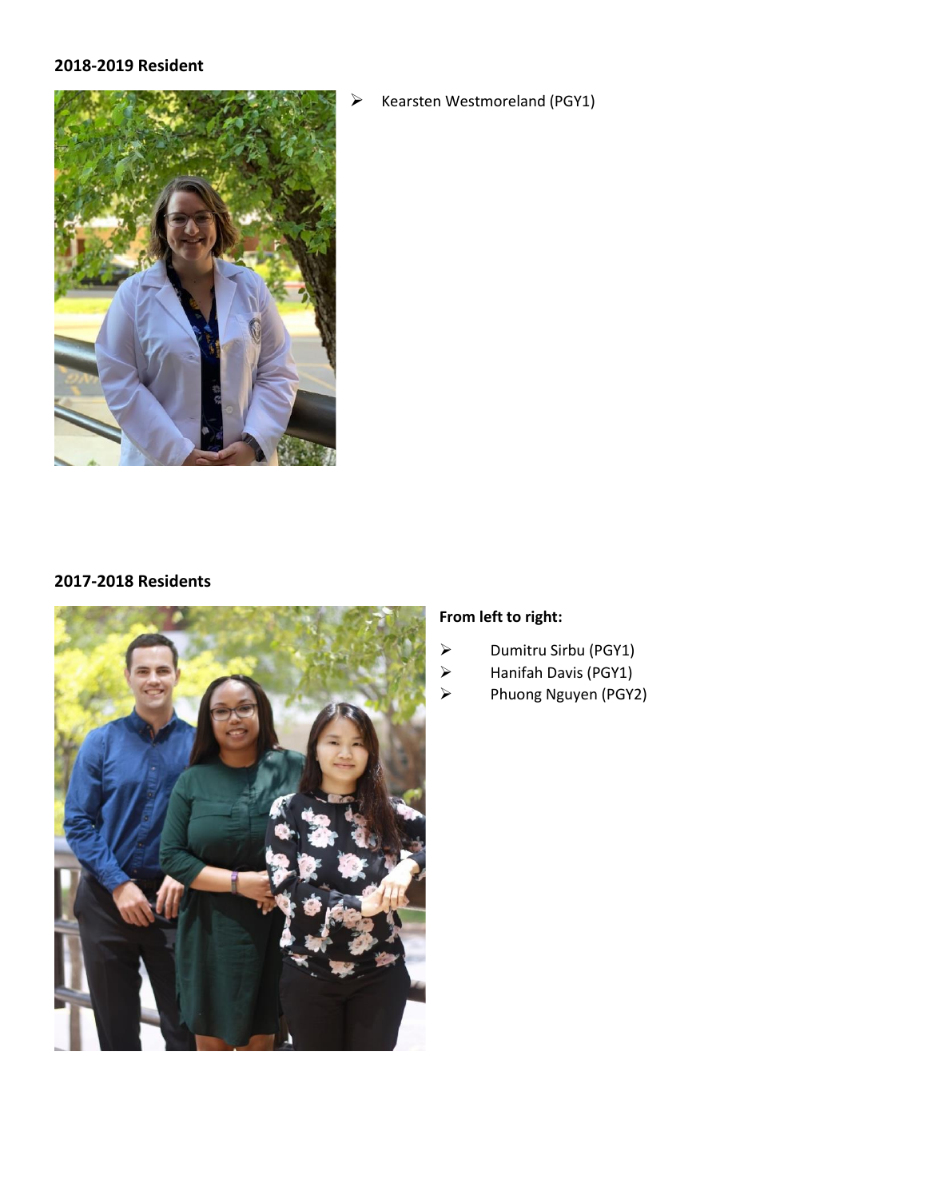**2018-2019 Resident**

- Kearsten Westmoreland (PGY1)

**2017-2018 Residents**

**From left to right:**

- Dumitru Sirbu (PGY1)
- Hanifah Davis (PGY1)
- Phuong Nguyen (PGY2)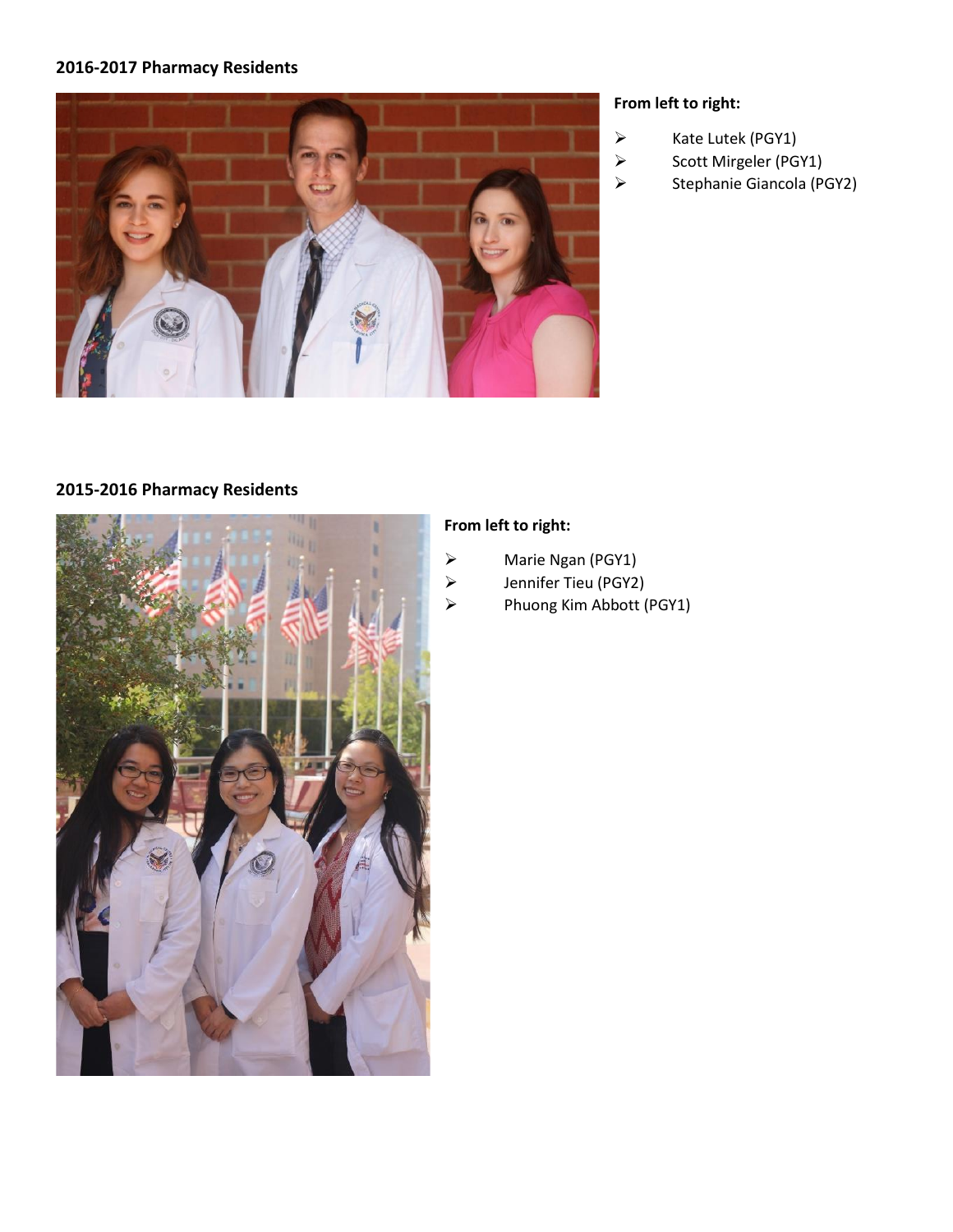## 2016-2017 Pharmacy Residents

**From left to right:**

- Kate Lutek (PGY1)
- Scott Mirgeler (PGY1)
- Stephanie Giancola (PGY2)

## 2015-2016 Pharmacy Residents

**From left to right:**

- Marie Ngan (PGY1)
- Jennifer Tieu (PGY2)
- Phuong Kim Abbott (PGY1)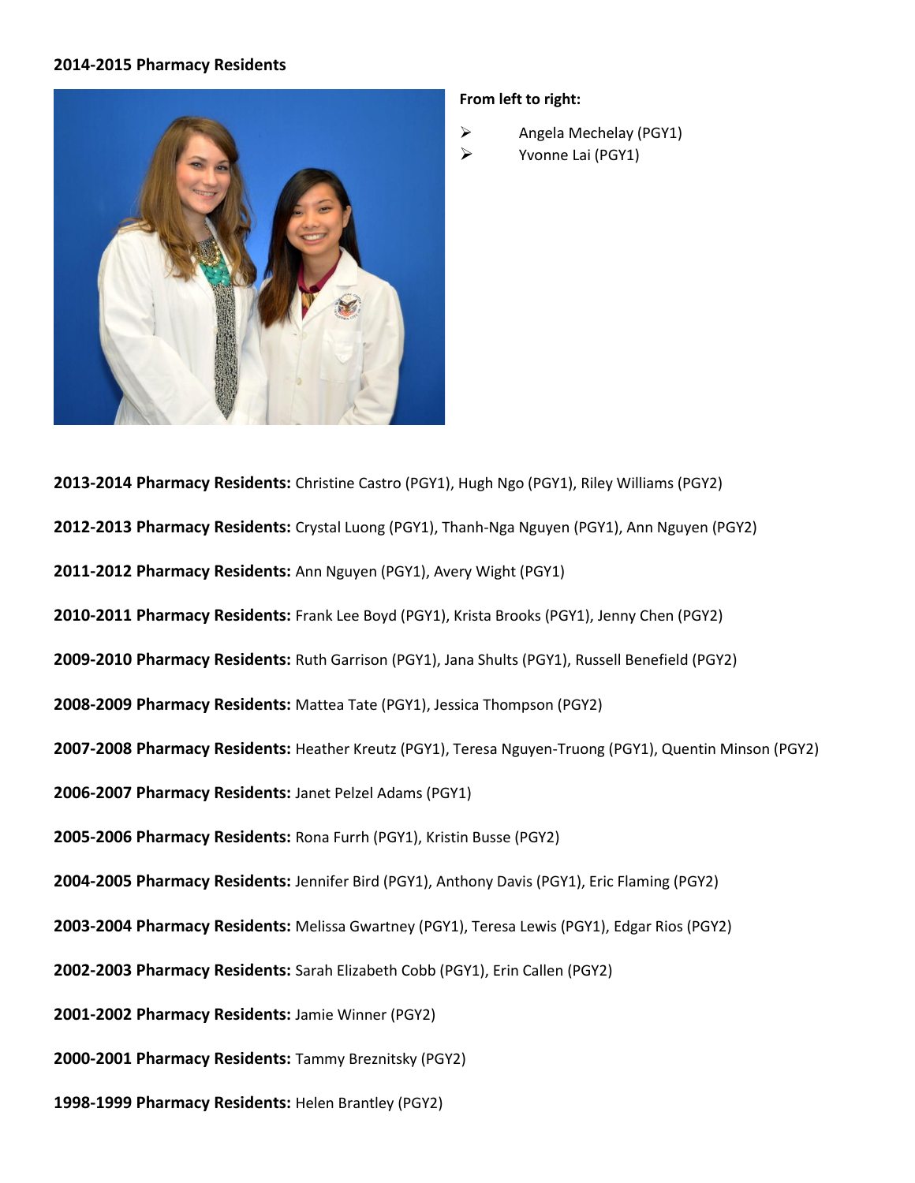**2014-2015 Pharmacy Residents**

**From left to right:**

- Angela Mechelay (PGY1)
- Yvonne Lai (PGY1)

**2013-2014 Pharmacy Residents:** Christine Castro (PGY1), Hugh Ngo (PGY1), Riley Williams (PGY2)

**2012-2013 Pharmacy Residents:** Crystal Luong (PGY1), Thanh-Nga Nguyen (PGY1), Ann Nguyen (PGY2)

**2011-2012 Pharmacy Residents:** Ann Nguyen (PGY1), Avery Wight (PGY1)

**2010-2011 Pharmacy Residents:** Frank Lee Boyd (PGY1), Krista Brooks (PGY1), Jenny Chen (PGY2)

**2009-2010 Pharmacy Residents:** Ruth Garrison (PGY1), Jana Shults (PGY1), Russell Benefield (PGY2)

**2008-2009 Pharmacy Residents:** Mattea Tate (PGY1), Jessica Thompson (PGY2)

**2007-2008 Pharmacy Residents:** Heather Kreutz (PGY1), Teresa Nguyen-Truong (PGY1), Quentin Minson (PGY2)

**2006-2007 Pharmacy Residents:** Janet Pelzel Adams (PGY1)

**2005-2006 Pharmacy Residents:** Rona Furrh (PGY1), Kristin Busse (PGY2)

**2004-2005 Pharmacy Residents:** Jennifer Bird (PGY1), Anthony Davis (PGY1), Eric Flaming (PGY2)

**2003-2004 Pharmacy Residents:** Melissa Gwartney (PGY1), Teresa Lewis (PGY1), Edgar Rios (PGY2)

**2002-2003 Pharmacy Residents:** Sarah Elizabeth Cobb (PGY1), Erin Callen (PGY2)

**2001-2002 Pharmacy Residents:** Jamie Winner (PGY2)

**2000-2001 Pharmacy Residents:** Tammy Breznitsky (PGY2)

**1998-1999 Pharmacy Residents:** Helen Brantley (PGY2)